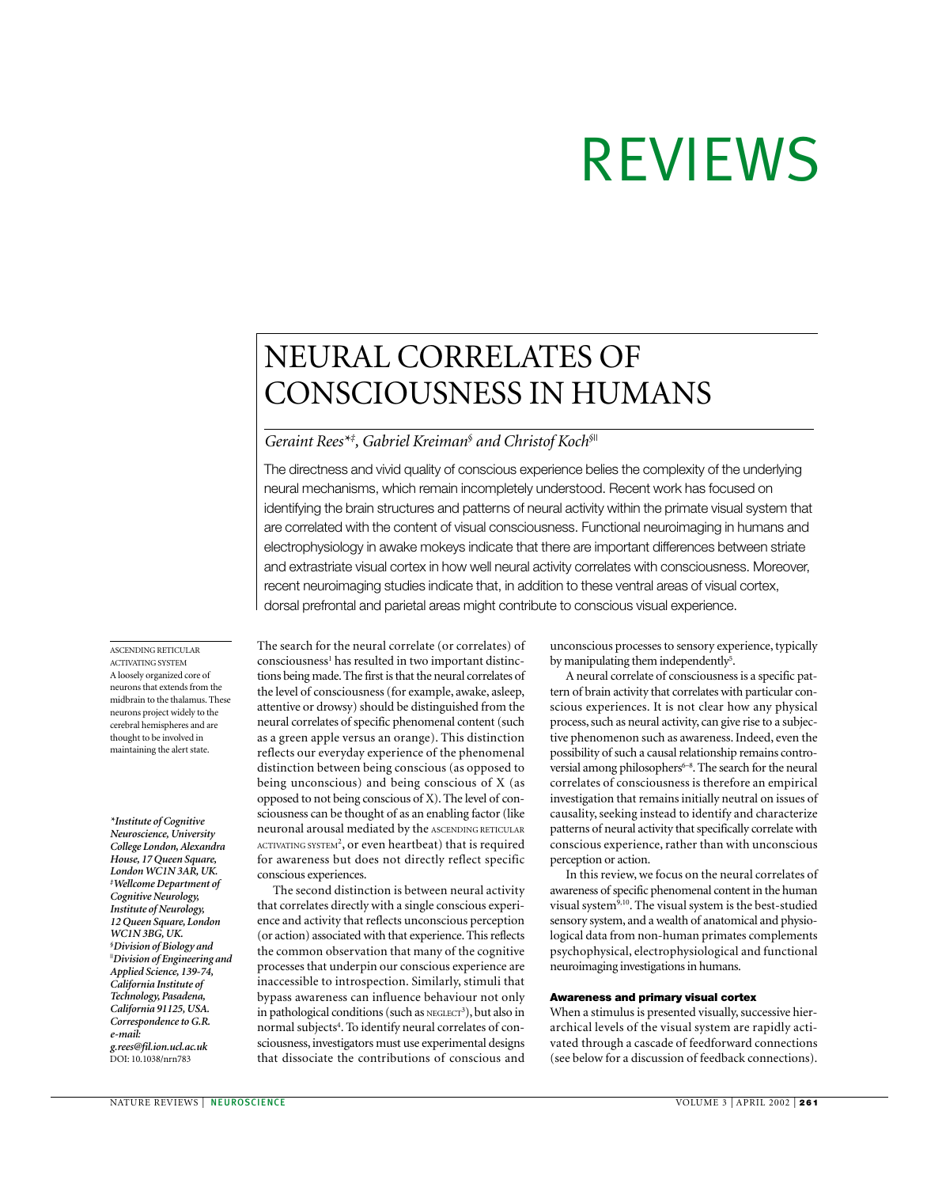# REVIEWS

# NEURAL CORRELATES OF CONSCIOUSNESS IN HUMANS

*Geraint Rees[*‡], Gabriel Kreiman[§] and Christof Koch[§||]*

The directness and vivid quality of conscious experience belies the complexity of the underlying neural mechanisms, which remain incompletely understood. Recent work has focused on identifying the brain structures and patterns of neural activity within the primate visual system that are correlated with the content of visual consciousness. Functional neuroimaging in humans and electrophysiology in awake mokeys indicate that there are important differences between striate and extrastriate visual cortex in how well neural activity correlates with consciousness. Moreover, recent neuroimaging studies indicate that, in addition to these ventral areas of visual cortex, dorsal prefrontal and parietal areas might contribute to conscious visual experience.

ASCENDING RETICULAR ACTIVATING SYSTEM
A loosely organized core of neurons that extends from the midbrain to the thalamus. These neurons project widely to the cerebral hemispheres and are thought to be involved in maintaining the alert state.

*Institute of Cognitive Neuroscience, University College London, Alexandra House, 17 Queen Square, London WC1N 3AR, UK.
‡Wellcome Department of Cognitive Neurology, Institute of Neurology, 12 Queen Square, London WC1N 3BG, UK.
§Division of Biology and ||Division of Engineering and Applied Science, 139-74, California Institute of Technology, Pasadena, California 91125, USA.
Correspondence to G.R.
e-mail: g.rees@fil.ion.ucl.ac.uk
DOI: 10.1038/nrn783

The search for the neural correlate (or correlates) of consciousness[1] has resulted in two important distinctions being made. The first is that the neural correlates of the level of consciousness (for example, awake, asleep, attentive or drowsy) should be distinguished from the neural correlates of specific phenomenal content (such as a green apple versus an orange). This distinction reflects our everyday experience of the phenomenal distinction between being conscious (as opposed to being unconscious) and being conscious of X (as opposed to not being conscious of X). The level of consciousness can be thought of as an enabling factor (like neuronal arousal mediated by the ASCENDING RETICULAR ACTIVATING SYSTEM[2], or even heartbeat) that is required for awareness but does not directly reflect specific conscious experiences.

The second distinction is between neural activity that correlates directly with a single conscious experience and activity that reflects unconscious perception (or action) associated with that experience. This reflects the common observation that many of the cognitive processes that underpin our conscious experience are inaccessible to introspection. Similarly, stimuli that bypass awareness can influence behaviour not only in pathological conditions (such as NEGLECT[3]), but also in normal subjects[4]. To identify neural correlates of consciousness, investigators must use experimental designs that dissociate the contributions of conscious and unconscious processes to sensory experience, typically by manipulating them independently[5].

A neural correlate of consciousness is a specific pattern of brain activity that correlates with particular conscious experiences. It is not clear how any physical process, such as neural activity, can give rise to a subjective phenomenon such as awareness. Indeed, even the possibility of such a causal relationship remains controversial among philosophers[6–8]. The search for the neural correlates of consciousness is therefore an empirical investigation that remains initially neutral on issues of causality, seeking instead to identify and characterize patterns of neural activity that specifically correlate with conscious experience, rather than with unconscious perception or action.

In this review, we focus on the neural correlates of awareness of specific phenomenal content in the human visual system[9,10]. The visual system is the best-studied sensory system, and a wealth of anatomical and physiological data from non-human primates complements psychophysical, electrophysiological and functional neuroimaging investigations in humans.

### Awareness and primary visual cortex

When a stimulus is presented visually, successive hierarchical levels of the visual system are rapidly activated through a cascade of feedforward connections (see below for a discussion of feedback connections).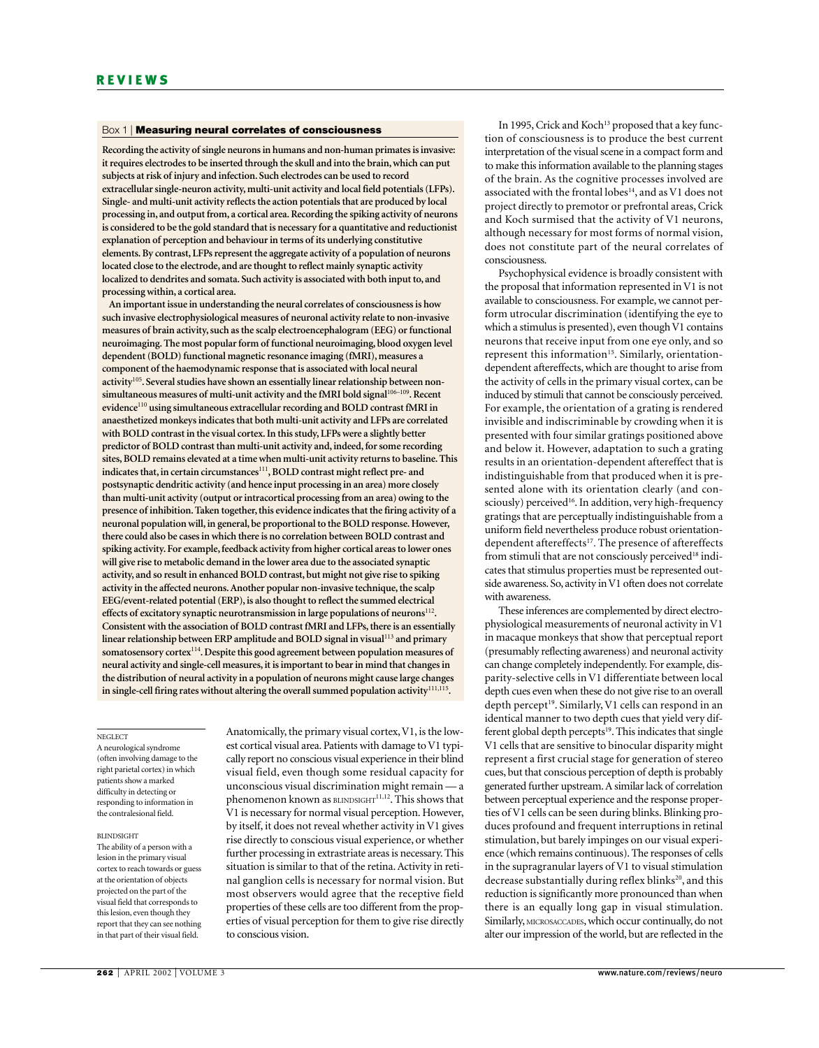### Box 1 | Measuring neural correlates of consciousness

**Recording the activity of single neurons in humans and non-human primates is invasive: it requires electrodes to be inserted through the skull and into the brain, which can put subjects at risk of injury and infection. Such electrodes can be used to record extracellular single-neuron activity, multi-unit activity and local field potentials (LFPs). Single- and multi-unit activity reflects the action potentials that are produced by local processing in, and output from, a cortical area. Recording the spiking activity of neurons is considered to be the gold standard that is necessary for a quantitative and reductionist explanation of perception and behaviour in terms of its underlying constitutive elements. By contrast, LFPs represent the aggregate activity of a population of neurons located close to the electrode, and are thought to reflect mainly synaptic activity localized to dendrites and somata. Such activity is associated with both input to, and processing within, a cortical area.**

**An important issue in understanding the neural correlates of consciousness is how such invasive electrophysiological measures of neuronal activity relate to non-invasive measures of brain activity, such as the scalp electroencephalogram (EEG) or functional neuroimaging. The most popular form of functional neuroimaging, blood oxygen level dependent (BOLD) functional magnetic resonance imaging (fMRI), measures a component of the haemodynamic response that is associated with local neural activity[105]. Several studies have shown an essentially linear relationship between non-simultaneous measures of multi-unit activity and the fMRI bold signal[106–109]. Recent evidence[110] using simultaneous extracellular recording and BOLD contrast fMRI in anaesthetized monkeys indicates that both multi-unit activity and LFPs are correlated with BOLD contrast in the visual cortex. In this study, LFPs were a slightly better predictor of BOLD contrast than multi-unit activity and, indeed, for some recording sites, BOLD remains elevated at a time when multi-unit activity returns to baseline. This indicates that, in certain circumstances[111], BOLD contrast might reflect pre- and postsynaptic dendritic activity (and hence input processing in an area) more closely than multi-unit activity (output or intracortical processing from an area) owing to the presence of inhibition. Taken together, this evidence indicates that the firing activity of a neuronal population will, in general, be proportional to the BOLD response. However, there could also be cases in which there is no correlation between BOLD contrast and spiking activity. For example, feedback activity from higher cortical areas to lower ones will give rise to metabolic demand in the lower area due to the associated synaptic activity, and so result in enhanced BOLD contrast, but might not give rise to spiking activity in the affected neurons. Another popular non-invasive technique, the scalp EEG/event-related potential (ERP), is also thought to reflect the summed electrical effects of excitatory synaptic neurotransmission in large populations of neurons[112]. Consistent with the association of BOLD contrast fMRI and LFPs, there is an essentially linear relationship between ERP amplitude and BOLD signal in visual[113] and primary somatosensory cortex[114]. Despite this good agreement between population measures of neural activity and single-cell measures, it is important to bear in mind that changes in the distribution of neural activity in a population of neurons might cause large changes in single-cell firing rates without altering the overall summed population activity[111,115].**

NEGLECT
A neurological syndrome (often involving damage to the right parietal cortex) in which patients show a marked difficulty in detecting or responding to information in the contralesional field.

BLINDSIGHT
The ability of a person with a lesion in the primary visual cortex to reach towards or guess at the orientation of objects projected on the part of the visual field that corresponds to this lesion, even though they report that they can see nothing in that part of their visual field.

Anatomically, the primary visual cortex, V1, is the lowest cortical visual area. Patients with damage to V1 typically report no conscious visual experience in their blind visual field, even though some residual capacity for unconscious visual discrimination might remain — a phenomenon known as BLINDSIGHT[11,12]. This shows that V1 is necessary for normal visual perception. However, by itself, it does not reveal whether activity in V1 gives rise directly to conscious visual experience, or whether further processing in extrastriate areas is necessary. This situation is similar to that of the retina. Activity in retinal ganglion cells is necessary for normal vision. But most observers would agree that the receptive field properties of these cells are too different from the properties of visual perception for them to give rise directly to conscious vision.

In 1995, Crick and Koch[13] proposed that a key function of consciousness is to produce the best current interpretation of the visual scene in a compact form and to make this information available to the planning stages of the brain. As the cognitive processes involved are associated with the frontal lobes[14], and as V1 does not project directly to premotor or prefrontal areas, Crick and Koch surmised that the activity of V1 neurons, although necessary for most forms of normal vision, does not constitute part of the neural correlates of consciousness.

Psychophysical evidence is broadly consistent with the proposal that information represented in V1 is not available to consciousness. For example, we cannot perform utrocular discrimination (identifying the eye to which a stimulus is presented), even though V1 contains neurons that receive input from one eye only, and so represent this information[15]. Similarly, orientation-dependent aftereffects, which are thought to arise from the activity of cells in the primary visual cortex, can be induced by stimuli that cannot be consciously perceived. For example, the orientation of a grating is rendered invisible and indiscriminable by crowding when it is presented with four similar gratings positioned above and below it. However, adaptation to such a grating results in an orientation-dependent aftereffect that is indistinguishable from that produced when it is presented alone with its orientation clearly (and consciously) perceived[16]. In addition, very high-frequency gratings that are perceptually indistinguishable from a uniform field nevertheless produce robust orientation-dependent aftereffects[17]. The presence of aftereffects from stimuli that are not consciously perceived[18] indicates that stimulus properties must be represented outside awareness. So, activity in V1 often does not correlate with awareness.

These inferences are complemented by direct electrophysiological measurements of neuronal activity in V1 in macaque monkeys that show that perceptual report (presumably reflecting awareness) and neuronal activity can change completely independently. For example, disparity-selective cells in V1 differentiate between local depth cues even when these do not give rise to an overall depth percept[19]. Similarly, V1 cells can respond in an identical manner to two depth cues that yield very different global depth percepts[19]. This indicates that single V1 cells that are sensitive to binocular disparity might represent a first crucial stage for generation of stereo cues, but that conscious perception of depth is probably generated further upstream. A similar lack of correlation between perceptual experience and the response properties of V1 cells can be seen during blinks. Blinking produces profound and frequent interruptions in retinal stimulation, but barely impinges on our visual experience (which remains continuous). The responses of cells in the supragranular layers of V1 to visual stimulation decrease substantially during reflex blinks[20], and this reduction is significantly more pronounced than when there is an equally long gap in visual stimulation. Similarly, MICROSACCADES, which occur continually, do not alter our impression of the world, but are reflected in the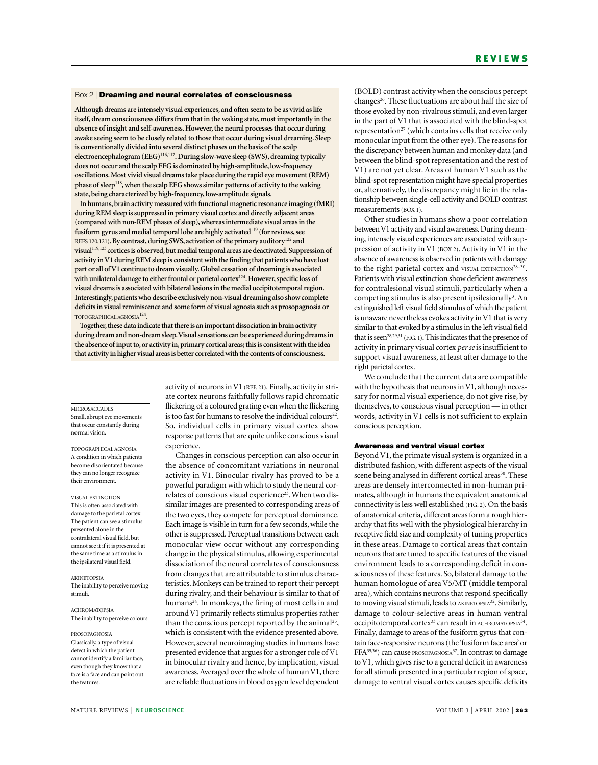### Box 2 | Dreaming and neural correlates of consciousness

**Although dreams are intensely visual experiences, and often seem to be as vivid as life itself, dream consciousness differs from that in the waking state, most importantly in the absence of insight and self-awareness. However, the neural processes that occur during awake seeing seem to be closely related to those that occur during visual dreaming. Sleep is conventionally divided into several distinct phases on the basis of the scalp electroencephalogram (EEG)[116,117]. During slow-wave sleep (SWS), dreaming typically does not occur and the scalp EEG is dominated by high-amplitude, low-frequency oscillations. Most vivid visual dreams take place during the rapid eye movement (REM) phase of sleep[118], when the scalp EEG shows similar patterns of activity to the waking state, being characterized by high-frequency, low-amplitude signals.**

**In humans, brain activity measured with functional magnetic resonance imaging (fMRI) during REM sleep is suppressed in primary visual cortex and directly adjacent areas (compared with non-REM phases of sleep), whereas intermediate visual areas in the fusiform gyrus and medial temporal lobe are highly activated[119] (for reviews, see REFS 120,121). By contrast, during SWS, activation of the primary auditory[122] and visual[119,123] cortices is observed, but medial temporal areas are deactivated. Suppression of activity in V1 during REM sleep is consistent with the finding that patients who have lost part or all of V1 continue to dream visually. Global cessation of dreaming is associated with unilateral damage to either frontal or parietal cortex[124]. However, specific loss of visual dreams is associated with bilateral lesions in the medial occipitotemporal region. Interestingly, patients who describe exclusively non-visual dreaming also show complete deficits in visual reminiscence and some form of visual agnosia such as prosopagnosia or TOPOGRAPHICAL AGNOSIA[124].**

**Together, these data indicate that there is an important dissociation in brain activity during dream and non-dream sleep. Visual sensations can be experienced during dreams in the absence of input to, or activity in, primary cortical areas; this is consistent with the idea that activity in higher visual areas is better correlated with the contents of consciousness.**

activity of neurons in V1 (REF. 21). Finally, activity in striate cortex neurons faithfully follows rapid chromatic flickering of a coloured grating even when the flickering is too fast for humans to resolve the individual colours[22]. So, individual cells in primary visual cortex show response patterns that are quite unlike conscious visual experience.

Changes in conscious perception can also occur in the absence of concomitant variations in neuronal activity in V1. Binocular rivalry has proved to be a powerful paradigm with which to study the neural correlates of conscious visual experience[23]. When two dissimilar images are presented to corresponding areas of the two eyes, they compete for perceptual dominance. Each image is visible in turn for a few seconds, while the other is suppressed. Perceptual transitions between each monocular view occur without any corresponding change in the physical stimulus, allowing experimental dissociation of the neural correlates of consciousness from changes that are attributable to stimulus characteristics. Monkeys can be trained to report their percept during rivalry, and their behaviour is similar to that of humans[24]. In monkeys, the firing of most cells in and around V1 primarily reflects stimulus properties rather than the conscious percept reported by the animal[25], which is consistent with the evidence presented above. However, several neuroimaging studies in humans have presented evidence that argues for a stronger role of V1 in binocular rivalry and hence, by implication, visual awareness. Averaged over the whole of human V1, there are reliable fluctuations in blood oxygen level dependent (BOLD) contrast activity when the conscious percept changes[26]. These fluctuations are about half the size of those evoked by non-rivalrous stimuli, and even larger in the part of V1 that is associated with the blind-spot representation[27] (which contains cells that receive only monocular input from the other eye). The reasons for the discrepancy between human and monkey data (and between the blind-spot representation and the rest of V1) are not yet clear. Areas of human V1 such as the blind-spot representation might have special properties or, alternatively, the discrepancy might lie in the relationship between single-cell activity and BOLD contrast measurements (BOX 1).

Other studies in humans show a poor correlation between V1 activity and visual awareness. During dreaming, intensely visual experiences are associated with suppression of activity in V1 (BOX 2). Activity in V1 in the absence of awareness is observed in patients with damage to the right parietal cortex and VISUAL EXTINCTION[28–30]. Patients with visual extinction show deficient awareness for contralesional visual stimuli, particularly when a competing stimulus is also present ipsilesionally[3]. An extinguished left visual field stimulus of which the patient is unaware nevertheless evokes activity in V1 that is very similar to that evoked by a stimulus in the left visual field that is seen[28,29,31] (FIG. 1). This indicates that the presence of activity in primary visual cortex *per se* is insufficient to support visual awareness, at least after damage to the right parietal cortex.

We conclude that the current data are compatible with the hypothesis that neurons in V1, although necessary for normal visual experience, do not give rise, by themselves, to conscious visual perception — in other words, activity in V1 cells is not sufficient to explain conscious perception.

## Awareness and ventral visual cortex

Beyond V1, the primate visual system is organized in a distributed fashion, with different aspects of the visual scene being analysed in different cortical areas[30]. These areas are densely interconnected in non-human primates, although in humans the equivalent anatomical connectivity is less well established (FIG. 2). On the basis of anatomical criteria, different areas form a rough hierarchy that fits well with the physiological hierarchy in receptive field size and complexity of tuning properties in these areas. Damage to cortical areas that contain neurons that are tuned to specific features of the visual environment leads to a corresponding deficit in consciousness of these features. So, bilateral damage to the human homologue of area V5/MT (middle temporal area), which contains neurons that respond specifically to moving visual stimuli, leads to AKINETOPSIA[32]. Similarly, damage to colour-selective areas in human ventral occipitotemporal cortex[33] can result in ACHROMATOPSIA[34]. Finally, damage to areas of the fusiform gyrus that contain face-responsive neurons (the 'fusiform face area' or FFA[35,36]) can cause PROSOPAGNOSIA[37]. In contrast to damage to V1, which gives rise to a general deficit in awareness for all stimuli presented in a particular region of space, damage to ventral visual cortex causes specific deficits

---

MICROSACCADES
Small, abrupt eye movements that occur constantly during normal vision.

TOPOGRAPHICAL AGNOSIA
A condition in which patients become disorientated because they can no longer recognize their environment.

VISUAL EXTINCTION
This is often associated with damage to the parietal cortex. The patient can see a stimulus presented alone in the contralateral visual field, but cannot see it if it is presented at the same time as a stimulus in the ipsilateral visual field.

AKINETOPSIA
The inability to perceive moving stimuli.

ACHROMATOPSIA
The inability to perceive colours.

PROSOPAGNOSIA
Classically, a type of visual defect in which the patient cannot identify a familiar face, even though they know that a face is a face and can point out the features.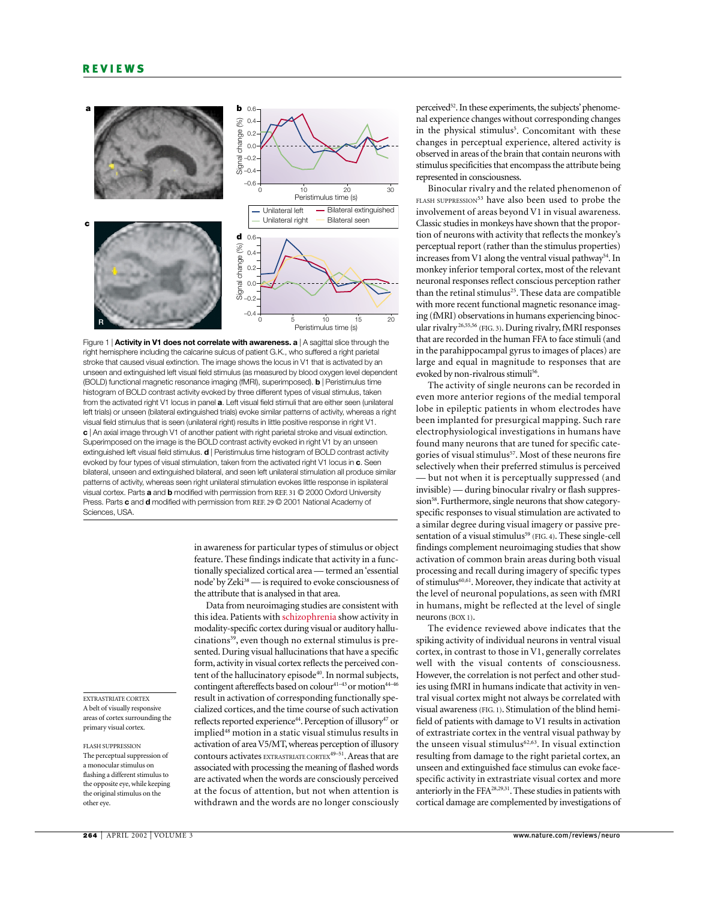Figure 1 | **Activity in V1 does not correlate with awareness. a** | A sagittal slice through the right hemisphere including the calcarine sulcus of patient G.K., who suffered a right parietal stroke that caused visual extinction. The image shows the locus in V1 that is activated by an unseen and extinguished left visual field stimulus (as measured by blood oxygen level dependent (BOLD) functional magnetic resonance imaging (fMRI), superimposed). **b** | Peristimulus time histogram of BOLD contrast activity evoked by three different types of visual stimulus, taken from the activated right V1 locus in panel **a**. Left visual field stimuli that are either seen (unilateral left trials) or unseen (bilateral extinguished trials) evoke similar patterns of activity, whereas a right visual field stimulus that is seen (unilateral right) results in little positive response in right V1. **c** | An axial image through V1 of another patient with right parietal stroke and visual extinction. Superimposed on the image is the BOLD contrast activity evoked in right V1 by an unseen extinguished left visual field stimulus. **d** | Peristimulus time histogram of BOLD contrast activity evoked by four types of visual stimulation, taken from the activated right V1 locus in **c**. Seen bilateral, unseen and extinguished bilateral, and seen left unilateral stimulation all produce similar patterns of activity, whereas seen right unilateral stimulation evokes little response in ipsilateral visual cortex. Parts **a** and **b** modified with permission from REF. 31 © 2000 Oxford University Press. Parts **c** and **d** modified with permission from REF. 29 © 2001 National Academy of Sciences, USA.

in awareness for particular types of stimulus or object feature. These findings indicate that activity in a functionally specialized cortical area — termed an 'essential node' by Zeki[38] — is required to evoke consciousness of the attribute that is analysed in that area.

Data from neuroimaging studies are consistent with this idea. Patients with schizophrenia show activity in modality-specific cortex during visual or auditory hallucinations[39], even though no external stimulus is presented. During visual hallucinations that have a specific form, activity in visual cortex reflects the perceived content of the hallucinatory episode[40]. In normal subjects, contingent aftereffects based on colour[41–43] or motion[44–46] result in activation of corresponding functionally specialized cortices, and the time course of such activation reflects reported experience[44]. Perception of illusory[47] or implied[48] motion in a static visual stimulus results in activation of area V5/MT, whereas perception of illusory contours activates EXTRASTRIATE CORTEX[49–51]. Areas that are associated with processing the meaning of flashed words are activated when the words are consciously perceived at the focus of attention, but not when attention is withdrawn and the words are no longer consciously perceived[52]. In these experiments, the subjects' phenomenal experience changes without corresponding changes in the physical stimulus[5]. Concomitant with these changes in perceptual experience, altered activity is observed in areas of the brain that contain neurons with stimulus specificities that encompass the attribute being represented in consciousness.

EXTRASTRIATE CORTEX
A belt of visually responsive areas of cortex surrounding the primary visual cortex.

FLASH SUPPRESSION
The perceptual suppression of a monocular stimulus on flashing a different stimulus to the opposite eye, while keeping the original stimulus on the other eye.

Binocular rivalry and the related phenomenon of FLASH SUPPRESSION[53] have also been used to probe the involvement of areas beyond V1 in visual awareness. Classic studies in monkeys have shown that the proportion of neurons with activity that reflects the monkey's perceptual report (rather than the stimulus properties) increases from V1 along the ventral visual pathway[54]. In monkey inferior temporal cortex, most of the relevant neuronal responses reflect conscious perception rather than the retinal stimulus[25]. These data are compatible with more recent functional magnetic resonance imaging (fMRI) observations in humans experiencing binocular rivalry[26,55,56] (FIG. 3). During rivalry, fMRI responses that are recorded in the human FFA to face stimuli (and in the parahippocampal gyrus to images of places) are large and equal in magnitude to responses that are evoked by non-rivalrous stimuli[56].

The activity of single neurons can be recorded in even more anterior regions of the medial temporal lobe in epileptic patients in whom electrodes have been implanted for presurgical mapping. Such rare electrophysiological investigations in humans have found many neurons that are tuned for specific categories of visual stimulus[57]. Most of these neurons fire selectively when their preferred stimulus is perceived — but not when it is perceptually suppressed (and invisible) — during binocular rivalry or flash suppression[58]. Furthermore, single neurons that show category-specific responses to visual stimulation are activated to a similar degree during visual imagery or passive presentation of a visual stimulus[59] (FIG. 4). These single-cell findings complement neuroimaging studies that show activation of common brain areas during both visual processing and recall during imagery of specific types of stimulus[60,61]. Moreover, they indicate that activity at the level of neuronal populations, as seen with fMRI in humans, might be reflected at the level of single neurons (BOX 1).

The evidence reviewed above indicates that the spiking activity of individual neurons in ventral visual cortex, in contrast to those in V1, generally correlates well with the visual contents of consciousness. However, the correlation is not perfect and other studies using fMRI in humans indicate that activity in ventral visual cortex might not always be correlated with visual awareness (FIG. 1). Stimulation of the blind hemifield of patients with damage to V1 results in activation of extrastriate cortex in the ventral visual pathway by the unseen visual stimulus[62,63]. In visual extinction resulting from damage to the right parietal cortex, an unseen and extinguished face stimulus can evoke face-specific activity in extrastriate visual cortex and more anteriorly in the FFA[28,29,31]. These studies in patients with cortical damage are complemented by investigations of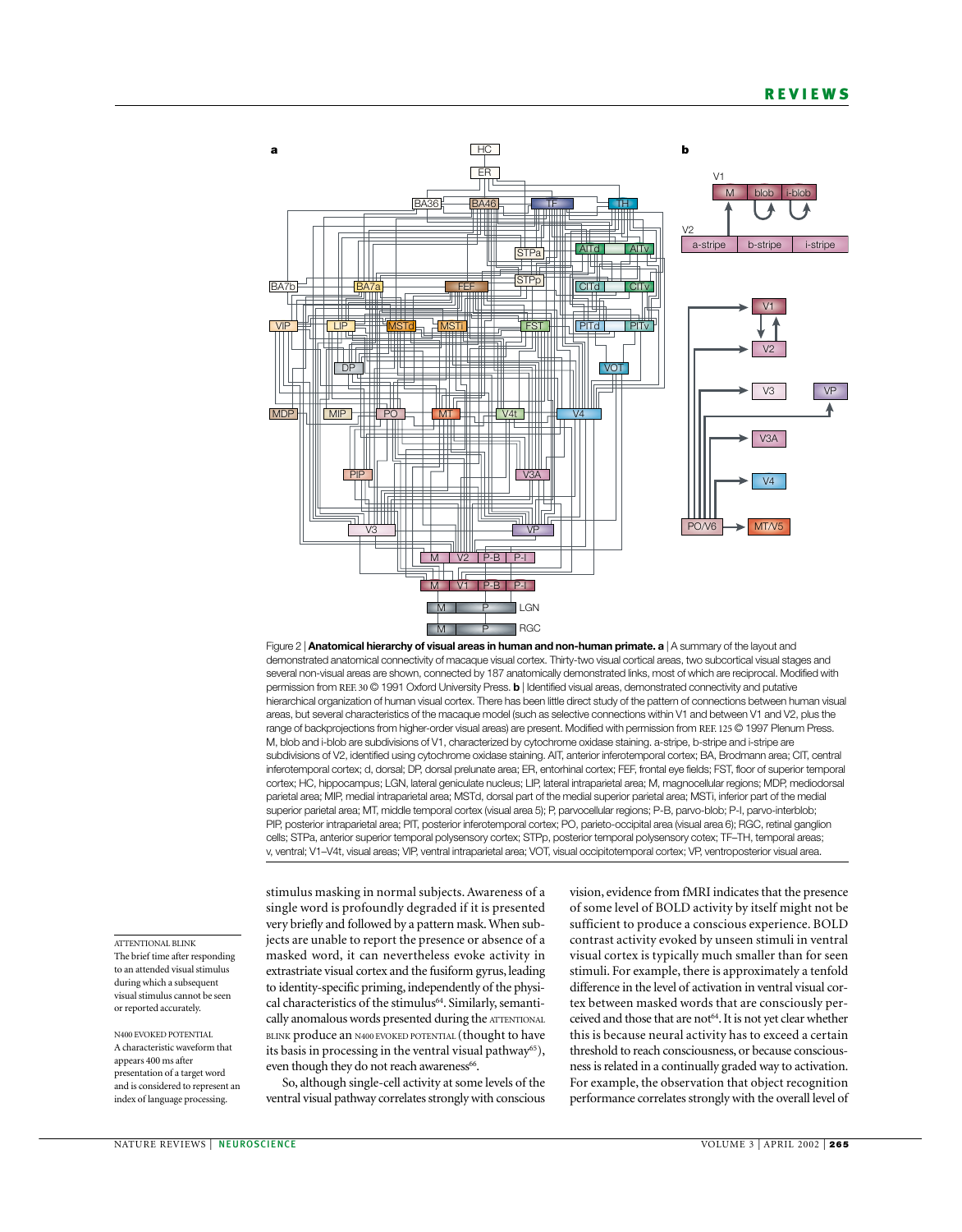Figure 2 | **Anatomical hierarchy of visual areas in human and non-human primate. a** | A summary of the layout and demonstrated anatomical connectivity of macaque visual cortex. Thirty-two visual cortical areas, two subcortical visual stages and several non-visual areas are shown, connected by 187 anatomically demonstrated links, most of which are reciprocal. Modified with permission from REF. 30 © 1991 Oxford University Press. **b** | Identified visual areas, demonstrated connectivity and putative hierarchical organization of human visual cortex. There has been little direct study of the pattern of connections between human visual areas, but several characteristics of the macaque model (such as selective connections within V1 and between V1 and V2, plus the range of backprojections from higher-order visual areas) are present. Modified with permission from REF. 125 © 1997 Plenum Press. M, blob and i-blob are subdivisions of V1, characterized by cytochrome oxidase staining. a-stripe, b-stripe and i-stripe are subdivisions of V2, identified using cytochrome oxidase staining. AIT, anterior inferotemporal cortex; BA, Brodmann area; CIT, central inferotemporal cortex; d, dorsal; DP, dorsal prelunate area; ER, entorhinal cortex; FEF, frontal eye fields; FST, floor of superior temporal cortex; HC, hippocampus; LGN, lateral geniculate nucleus; LIP, lateral intraparietal area; M, magnocellular regions; MDP, mediodorsal parietal area; MIP, medial intraparietal area; MSTd, dorsal part of the medial superior parietal area; MSTi, inferior part of the medial superior parietal area; MT, middle temporal cortex (visual area 5); P, parvocellular regions; P-B, parvo-blob; P-I, parvo-interblob; PIP, posterior intraparietal area; PIT, posterior inferotemporal cortex; PO, parieto-occipital area (visual area 6); RGC, retinal ganglion cells; STPa, anterior superior temporal polysensory cortex; STPp, posterior temporal polysensory cotex; TF–TH, temporal areas; v, ventral; V1–V4t, visual areas; VIP, ventral intraparietal area; VOT, visual occipitotemporal cortex; VP, ventroposterior visual area.

stimulus masking in normal subjects. Awareness of a single word is profoundly degraded if it is presented very briefly and followed by a pattern mask. When subjects are unable to report the presence or absence of a masked word, it can nevertheless evoke activity in extrastriate visual cortex and the fusiform gyrus, leading to identity-specific priming, independently of the physical characteristics of the stimulus[64]. Similarly, semantically anomalous words presented during the ATTENTIONAL BLINK produce an N400 EVOKED POTENTIAL (thought to have its basis in processing in the ventral visual pathway[65]), even though they do not reach awareness[66].

So, although single-cell activity at some levels of the ventral visual pathway correlates strongly with conscious vision, evidence from fMRI indicates that the presence of some level of BOLD activity by itself might not be sufficient to produce a conscious experience. BOLD contrast activity evoked by unseen stimuli in ventral visual cortex is typically much smaller than for seen stimuli. For example, there is approximately a tenfold difference in the level of activation in ventral visual cortex between masked words that are consciously perceived and those that are not[64]. It is not yet clear whether this is because neural activity has to exceed a certain threshold to reach consciousness, or because consciousness is related in a continually graded way to activation. For example, the observation that object recognition performance correlates strongly with the overall level of

ATTENTIONAL BLINK
The brief time after responding to an attended visual stimulus during which a subsequent visual stimulus cannot be seen or reported accurately.

N400 EVOKED POTENTIAL
A characteristic waveform that appears 400 ms after presentation of a target word and is considered to represent an index of language processing.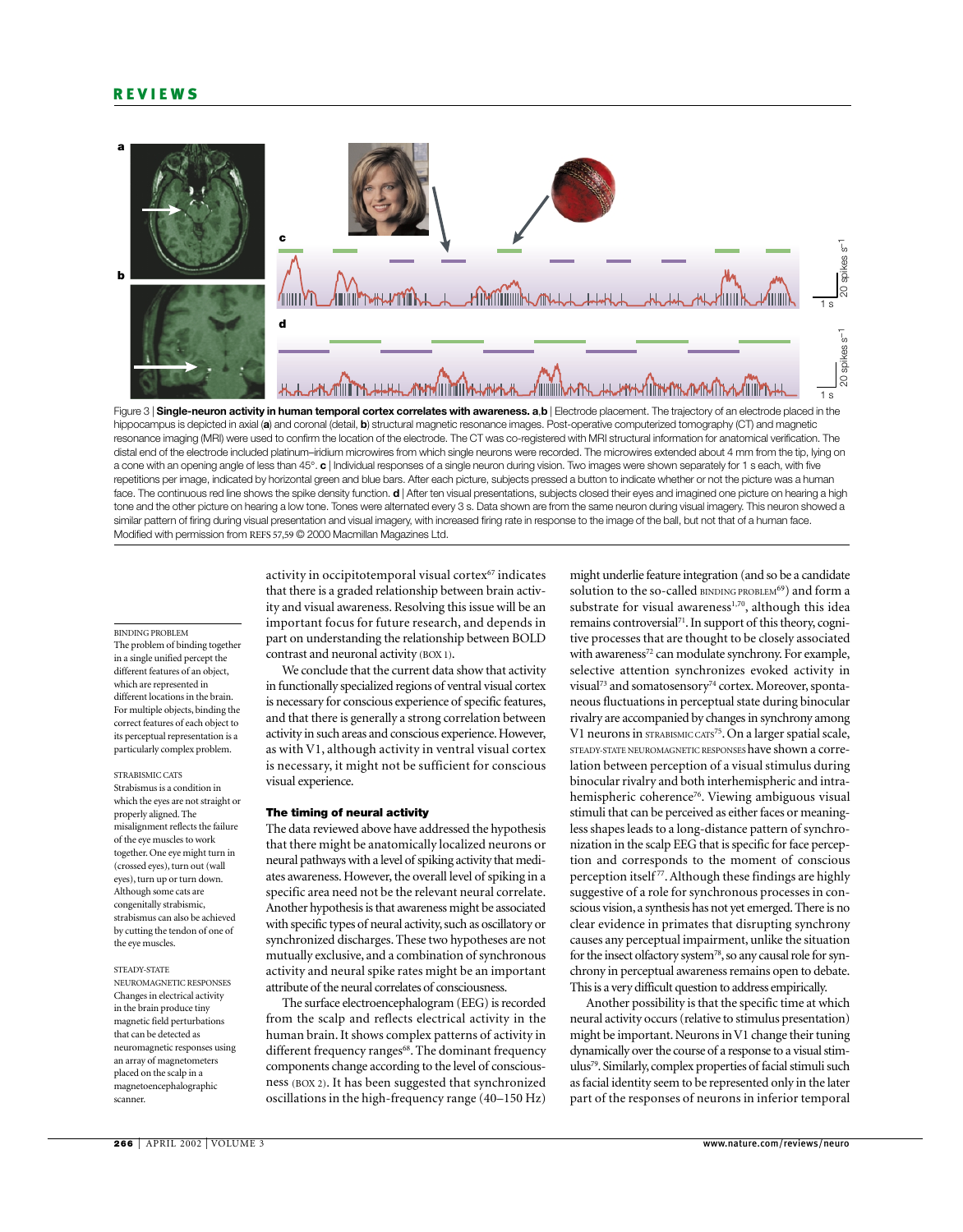Figure 3 | **Single-neuron activity in human temporal cortex correlates with awareness. a**,**b** | Electrode placement. The trajectory of an electrode placed in the hippocampus is depicted in axial (**a**) and coronal (detail, **b**) structural magnetic resonance images. Post-operative computerized tomography (CT) and magnetic resonance imaging (MRI) were used to confirm the location of the electrode. The CT was co-registered with MRI structural information for anatomical verification. The distal end of the electrode included platinum–iridium microwires from which single neurons were recorded. The microwires extended about 4 mm from the tip, lying on a cone with an opening angle of less than 45°. **c** | Individual responses of a single neuron during vision. Two images were shown separately for 1 s each, with five repetitions per image, indicated by horizontal green and blue bars. After each picture, subjects pressed a button to indicate whether or not the picture was a human face. The continuous red line shows the spike density function. **d** | After ten visual presentations, subjects closed their eyes and imagined one picture on hearing a high tone and the other picture on hearing a low tone. Tones were alternated every 3 s. Data shown are from the same neuron during visual imagery. This neuron showed a similar pattern of firing during visual presentation and visual imagery, with increased firing rate in response to the image of the ball, but not that of a human face. Modified with permission from REFS 57,59 © 2000 Macmillan Magazines Ltd.

activity in occipitotemporal visual cortex[67] indicates that there is a graded relationship between brain activity and visual awareness. Resolving this issue will be an important focus for future research, and depends in part on understanding the relationship between BOLD contrast and neuronal activity (BOX 1).

We conclude that the current data show that activity in functionally specialized regions of ventral visual cortex is necessary for conscious experience of specific features, and that there is generally a strong correlation between activity in such areas and conscious experience. However, as with V1, although activity in ventral visual cortex is necessary, it might not be sufficient for conscious visual experience.

### The timing of neural activity

The data reviewed above have addressed the hypothesis that there might be anatomically localized neurons or neural pathways with a level of spiking activity that mediates awareness. However, the overall level of spiking in a specific area need not be the relevant neural correlate. Another hypothesis is that awareness might be associated with specific types of neural activity, such as oscillatory or synchronized discharges. These two hypotheses are not mutually exclusive, and a combination of synchronous activity and neural spike rates might be an important attribute of the neural correlates of consciousness.

The surface electroencephalogram (EEG) is recorded from the scalp and reflects electrical activity in the human brain. It shows complex patterns of activity in different frequency ranges[68]. The dominant frequency components change according to the level of consciousness (BOX 2). It has been suggested that synchronized oscillations in the high-frequency range (40–150 Hz) might underlie feature integration (and so be a candidate solution to the so-called BINDING PROBLEM[69]) and form a substrate for visual awareness[1,70], although this idea remains controversial[71]. In support of this theory, cognitive processes that are thought to be closely associated with awareness[72] can modulate synchrony. For example, selective attention synchronizes evoked activity in visual[73] and somatosensory[74] cortex. Moreover, spontaneous fluctuations in perceptual state during binocular rivalry are accompanied by changes in synchrony among V1 neurons in STRABISMIC CATS[75]. On a larger spatial scale, STEADY-STATE NEUROMAGNETIC RESPONSES have shown a correlation between perception of a visual stimulus during binocular rivalry and both interhemispheric and intrahemispheric coherence[76]. Viewing ambiguous visual stimuli that can be perceived as either faces or meaningless shapes leads to a long-distance pattern of synchronization in the scalp EEG that is specific for face perception and corresponds to the moment of conscious perception itself[77]. Although these findings are highly suggestive of a role for synchronous processes in conscious vision, a synthesis has not yet emerged. There is no clear evidence in primates that disrupting synchrony causes any perceptual impairment, unlike the situation for the insect olfactory system[78], so any causal role for synchrony in perceptual awareness remains open to debate. This is a very difficult question to address empirically.

Another possibility is that the specific time at which neural activity occurs (relative to stimulus presentation) might be important. Neurons in V1 change their tuning dynamically over the course of a response to a visual stimulus[79]. Similarly, complex properties of facial stimuli such as facial identity seem to be represented only in the later part of the responses of neurons in inferior temporal

BINDING PROBLEM
The problem of binding together in a single unified percept the different features of an object, which are represented in different locations in the brain. For multiple objects, binding the correct features of each object to its perceptual representation is a particularly complex problem.

STRABISMIC CATS
Strabismus is a condition in which the eyes are not straight or properly aligned. The misalignment reflects the failure of the eye muscles to work together. One eye might turn in (crossed eyes), turn out (wall eyes), turn up or turn down. Although some cats are congenitally strabismic, strabismus can also be achieved by cutting the tendon of one of the eye muscles.

STEADY-STATE NEUROMAGNETIC RESPONSES
Changes in electrical activity in the brain produce tiny magnetic field perturbations that can be detected as neuromagnetic responses using an array of magnetometers placed on the scalp in a magnetoencephalographic scanner.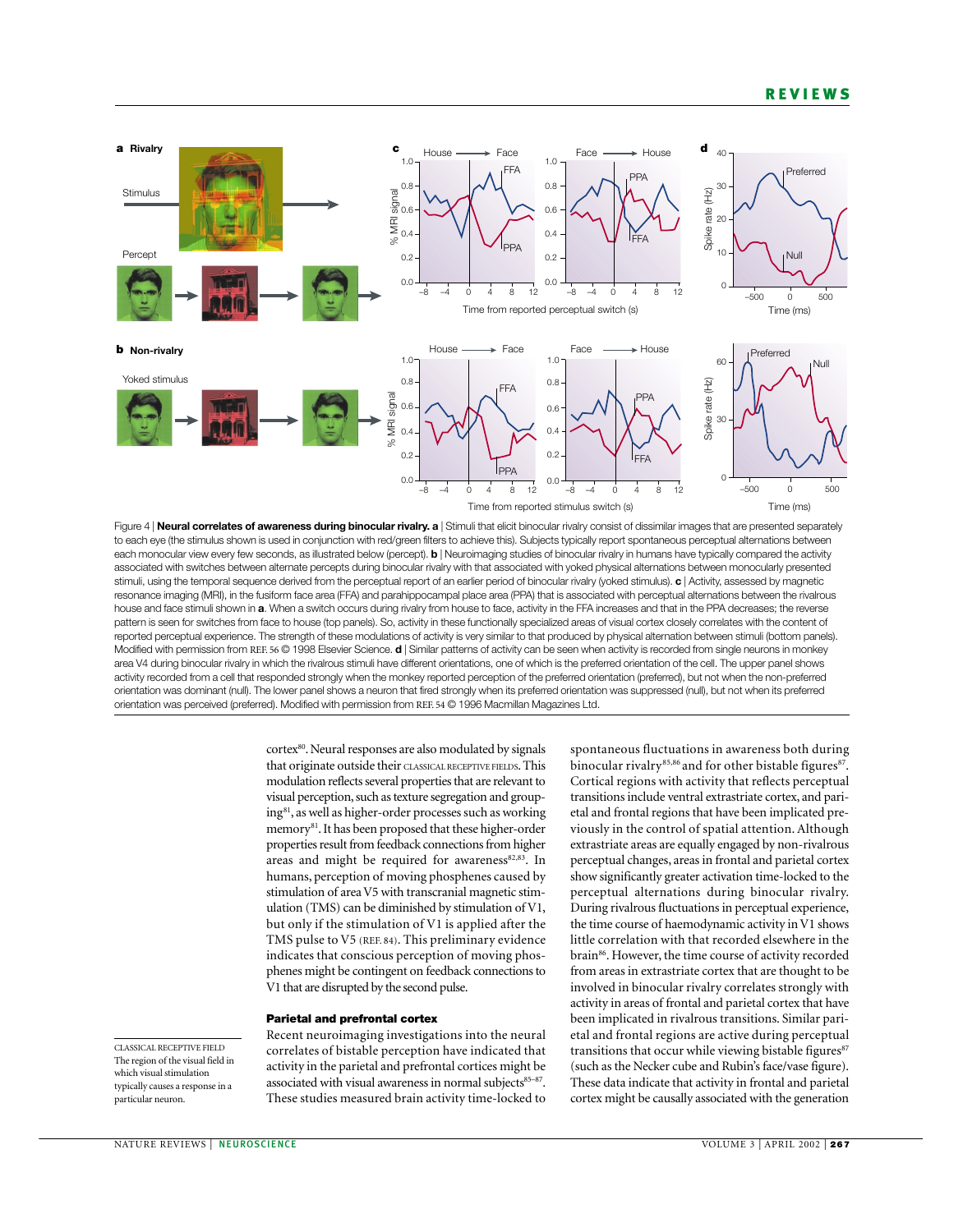Figure 4 | **Neural correlates of awareness during binocular rivalry. a** | Stimuli that elicit binocular rivalry consist of dissimilar images that are presented separately to each eye (the stimulus shown is used in conjunction with red/green filters to achieve this). Subjects typically report spontaneous perceptual alternations between each monocular view every few seconds, as illustrated below (percept). **b** | Neuroimaging studies of binocular rivalry in humans have typically compared the activity associated with switches between alternate percepts during binocular rivalry with that associated with yoked physical alternations between monocularly presented stimuli, using the temporal sequence derived from the perceptual report of an earlier period of binocular rivalry (yoked stimulus). **c** | Activity, assessed by magnetic resonance imaging (MRI), in the fusiform face area (FFA) and parahippocampal place area (PPA) that is associated with perceptual alternations between the rivalrous house and face stimuli shown in **a**. When a switch occurs during rivalry from house to face, activity in the FFA increases and that in the PPA decreases; the reverse pattern is seen for switches from face to house (top panels). So, activity in these functionally specialized areas of visual cortex closely correlates with the content of reported perceptual experience. The strength of these modulations of activity is very similar to that produced by physical alternation between stimuli (bottom panels). Modified with permission from REF. 56 © 1998 Elsevier Science. **d** | Similar patterns of activity can be seen when activity is recorded from single neurons in monkey area V4 during binocular rivalry in which the rivalrous stimuli have different orientations, one of which is the preferred orientation of the cell. The upper panel shows activity recorded from a cell that responded strongly when the monkey reported perception of the preferred orientation (preferred), but not when the non-preferred orientation was dominant (null). The lower panel shows a neuron that fired strongly when its preferred orientation was suppressed (null), but not when its preferred orientation was perceived (preferred). Modified with permission from REF. 54 © 1996 Macmillan Magazines Ltd.

cortex[80]. Neural responses are also modulated by signals that originate outside their CLASSICAL RECEPTIVE FIELDS. This modulation reflects several properties that are relevant to visual perception, such as texture segregation and grouping[81], as well as higher-order processes such as working memory[81]. It has been proposed that these higher-order properties result from feedback connections from higher areas and might be required for awareness[82,83]. In humans, perception of moving phosphenes caused by stimulation of area V5 with transcranial magnetic stimulation (TMS) can be diminished by stimulation of V1, but only if the stimulation of V1 is applied after the TMS pulse to V5 (REF. 84). This preliminary evidence indicates that conscious perception of moving phosphenes might be contingent on feedback connections to V1 that are disrupted by the second pulse.

### Parietal and prefrontal cortex

Recent neuroimaging investigations into the neural correlates of bistable perception have indicated that activity in the parietal and prefrontal cortices might be associated with visual awareness in normal subjects[85–87]. These studies measured brain activity time-locked to spontaneous fluctuations in awareness both during binocular rivalry[85,86] and for other bistable figures[87]. Cortical regions with activity that reflects perceptual transitions include ventral extrastriate cortex, and parietal and frontal regions that have been implicated previously in the control of spatial attention. Although extrastriate areas are equally engaged by non-rivalrous perceptual changes, areas in frontal and parietal cortex show significantly greater activation time-locked to the perceptual alternations during binocular rivalry. During rivalrous fluctuations in perceptual experience, the time course of haemodynamic activity in V1 shows little correlation with that recorded elsewhere in the brain[86]. However, the time course of activity recorded from areas in extrastriate cortex that are thought to be involved in binocular rivalry correlates strongly with activity in areas of frontal and parietal cortex that have been implicated in rivalrous transitions. Similar parietal and frontal regions are active during perceptual transitions that occur while viewing bistable figures[87] (such as the Necker cube and Rubin's face/vase figure). These data indicate that activity in frontal and parietal cortex might be causally associated with the generation

CLASSICAL RECEPTIVE FIELD
The region of the visual field in which visual stimulation typically causes a response in a particular neuron.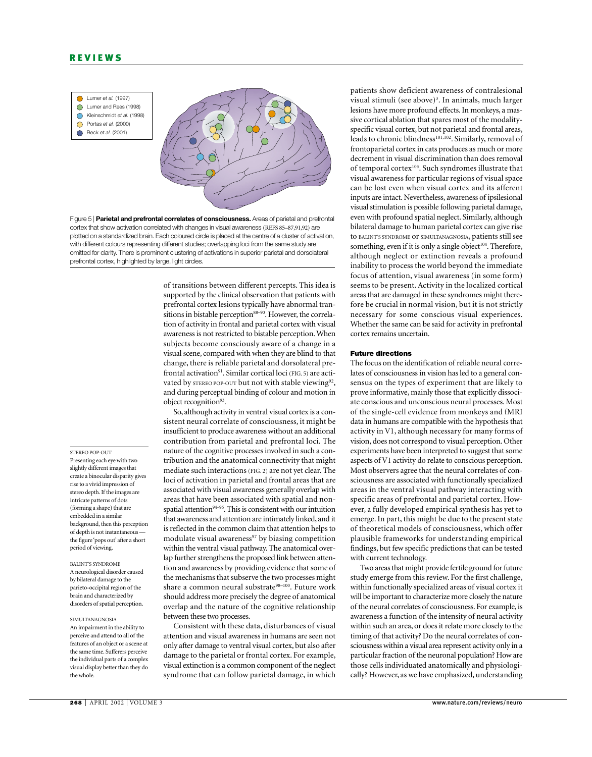Figure 5 | **Parietal and prefrontal correlates of consciousness.** Areas of parietal and prefrontal cortex that show activation correlated with changes in visual awareness (REFS 85–87,91,92) are plotted on a standardized brain. Each coloured circle is placed at the centre of a cluster of activation, with different colours representing different studies; overlapping loci from the same study are omitted for clarity. There is prominent clustering of activations in superior parietal and dorsolateral prefrontal cortex, highlighted by large, light circles.

of transitions between different percepts. This idea is supported by the clinical observation that patients with prefrontal cortex lesions typically have abnormal transitions in bistable perception[88–90]. However, the correlation of activity in frontal and parietal cortex with visual awareness is not restricted to bistable perception. When subjects become consciously aware of a change in a visual scene, compared with when they are blind to that change, there is reliable parietal and dorsolateral prefrontal activation[91]. Similar cortical loci (FIG. 5) are activated by STEREO POP-OUT but not with stable viewing[92], and during perceptual binding of colour and motion in object recognition[93].

So, although activity in ventral visual cortex is a consistent neural correlate of consciousness, it might be insufficient to produce awareness without an additional contribution from parietal and prefrontal loci. The nature of the cognitive processes involved in such a contribution and the anatomical connectivity that might mediate such interactions (FIG. 2) are not yet clear. The loci of activation in parietal and frontal areas that are associated with visual awareness generally overlap with areas that have been associated with spatial and non-spatial attention[94–96]. This is consistent with our intuition that awareness and attention are intimately linked, and it is reflected in the common claim that attention helps to modulate visual awareness[97] by biasing competition within the ventral visual pathway. The anatomical overlap further strengthens the proposed link between attention and awareness by providing evidence that some of the mechanisms that subserve the two processes might share a common neural substrate[98–100]. Future work should address more precisely the degree of anatomical overlap and the nature of the cognitive relationship between these two processes.

Consistent with these data, disturbances of visual attention and visual awareness in humans are seen not only after damage to ventral visual cortex, but also after damage to the parietal or frontal cortex. For example, visual extinction is a common component of the neglect syndrome that can follow parietal damage, in which patients show deficient awareness of contralesional visual stimuli (see above)[3]. In animals, much larger lesions have more profound effects. In monkeys, a massive cortical ablation that spares most of the modality-specific visual cortex, but not parietal and frontal areas, leads to chronic blindness[101,102]. Similarly, removal of frontoparietal cortex in cats produces as much or more decrement in visual discrimination than does removal of temporal cortex[103]. Such syndromes illustrate that visual awareness for particular regions of visual space can be lost even when visual cortex and its afferent inputs are intact. Nevertheless, awareness of ipsilesional visual stimulation is possible following parietal damage, even with profound spatial neglect. Similarly, although bilateral damage to human parietal cortex can give rise to BALINT'S SYNDROME or SIMULTANAGNOSIA, patients still see something, even if it is only a single object[104]. Therefore, although neglect or extinction reveals a profound inability to process the world beyond the immediate focus of attention, visual awareness (in some form) seems to be present. Activity in the localized cortical areas that are damaged in these syndromes might therefore be crucial in normal vision, but it is not strictly necessary for some conscious visual experiences. Whether the same can be said for activity in prefrontal cortex remains uncertain.

STEREO POP-OUT
Presenting each eye with two slightly different images that create a binocular disparity gives rise to a vivid impression of stereo depth. If the images are intricate patterns of dots (forming a shape) that are embedded in a similar background, then this perception of depth is not instantaneous — the figure 'pops out' after a short period of viewing.

BALINT'S SYNDROME
A neurological disorder caused by bilateral damage to the parieto-occipital region of the brain and characterized by disorders of spatial perception.

SIMULTANAGNOSIA
An impairment in the ability to perceive and attend to all of the features of an object or a scene at the same time. Sufferers perceive the individual parts of a complex visual display better than they do the whole.

## Future directions

The focus on the identification of reliable neural correlates of consciousness in vision has led to a general consensus on the types of experiment that are likely to prove informative, mainly those that explicitly dissociate conscious and unconscious neural processes. Most of the single-cell evidence from monkeys and fMRI data in humans are compatible with the hypothesis that activity in V1, although necessary for many forms of vision, does not correspond to visual perception. Other experiments have been interpreted to suggest that some aspects of V1 activity do relate to conscious perception. Most observers agree that the neural correlates of consciousness are associated with functionally specialized areas in the ventral visual pathway interacting with specific areas of prefrontal and parietal cortex. However, a fully developed empirical synthesis has yet to emerge. In part, this might be due to the present state of theoretical models of consciousness, which offer plausible frameworks for understanding empirical findings, but few specific predictions that can be tested with current technology.

Two areas that might provide fertile ground for future study emerge from this review. For the first challenge, within functionally specialized areas of visual cortex it will be important to characterize more closely the nature of the neural correlates of consciousness. For example, is awareness a function of the intensity of neural activity within such an area, or does it relate more closely to the timing of that activity? Do the neural correlates of consciousness within a visual area represent activity only in a particular fraction of the neuronal population? How are those cells individuated anatomically and physiologically? However, as we have emphasized, understanding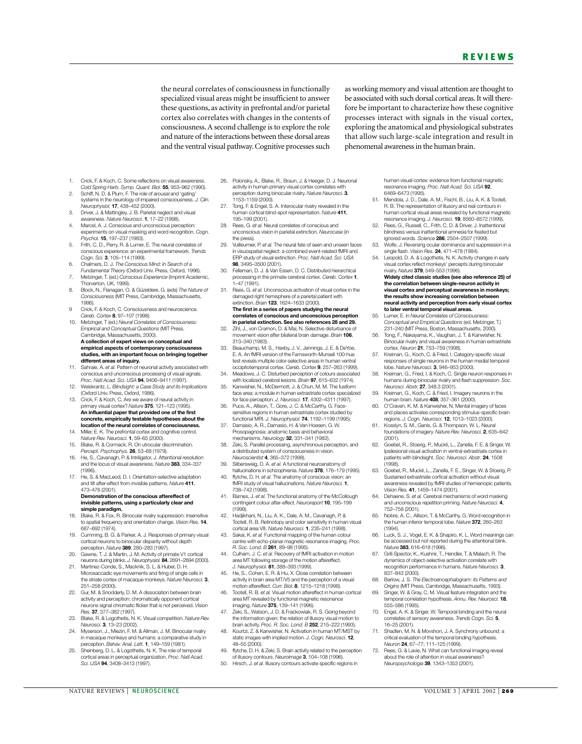the neural correlates of consciousness in functionally specialized visual areas might be insufficient to answer these questions, as activity in prefrontal and/or parietal cortex also correlates with changes in the contents of consciousness. A second challenge is to explore the role and nature of the interactions between these dorsal areas and the ventral visual pathway. Cognitive processes such as working memory and visual attention are thought to be associated with such dorsal cortical areas. It will therefore be important to characterize how these cognitive processes interact with signals in the visual cortex, exploring the anatomical and physiological substrates that allow such large-scale integration and result in phenomenal awareness in the human brain.

1. Crick, F. & Koch, C. Some reflections on visual awareness. *Cold Spring Harb. Symp. Quant. Biol.* **55**, 953–962 (1990).
2. Schiff, N. D. & Plum, F. The role of arousal and 'gating' systems in the neurology of impaired consciousness. *J. Clin. Neurophysiol.* **17**, 438–452 (2000).
3. Driver, J. & Mattingley, J. B. Parietal neglect and visual awareness. *Nature Neurosci.* **1**, 17–22 (1998).
4. Marcel, A. J. Conscious and unconscious perception: experiments on visual masking and word recognition. *Cogn. Psychol.* **15**, 197–237 (1983).
5. Frith, C. D., Perry, R. & Lumer, E. The neural correlates of conscious experience: an experimental framework. *Trends Cogn. Sci.* **3**, 105–114 (1999).
6. Chalmers, D. J. *The Conscious Mind: In Search of a Fundamental Theory* (Oxford Univ. Press, Oxford, 1996).
7. Metzinger, T. (ed.) *Conscious Experience* (Imprint Academic, Thorverton, UK, 1999).
8. Block, N., Flanagan, O. & Güzeldere, G. (eds) *The Nature of Consciousness* (MIT Press, Cambridge, Massachusetts, 1996).
9. Crick, F. & Koch, C. Consciousness and neuroscience. *Cereb. Cortex* **8**, 97–107 (1998).
10. Metzinger, T (ed.) *Neural Correlates of Consciousness: Empirical and Conceptual Questions* (MIT Press, Cambridge, Massachusetts, 2000).
**A collection of expert views on conceptual and empirical aspects of contemporary consciousness studies, with an important focus on bringing together different areas of inquiry.**
11. Sahraie, A. *et al.* Pattern of neuronal activity associated with conscious and unconscious processing of visual signals. *Proc. Natl Acad. Sci. USA* **94**, 9406–9411 (1997).
12. Weiskrantz, L. *Blindsight: a Case Study and its Implications* (Oxford Univ. Press, Oxford, 1986).
13. Crick, F. & Koch, C. Are we aware of neural activity in primary visual cortex? *Nature* **375**, 121–123 (1995).
**An influential paper that provided one of the first concrete, empirically testable hypotheses about the location of the neural correlates of consciousness.**
14. Miller, E. K. The prefrontal cortex and cognitive control. *Nature Rev. Neurosci.* **1**, 59–65 (2000).
15. Blake, R. & Cormack, R. On utrocular discrimination. *Percept. Psychophys.* **26**, 53–68 (1979).
16. He, S., Cavanagh, P. & Intriligator, J. Attentional resolution and the locus of visual awareness. *Nature* **383**, 334–337 (1996).
17. He, S. & MacLeod, D. I. Orientation-selective adaptation and tilt after-effect from invisible patterns. *Nature* **411**, 473–476 (2001).
**Demonstration of the conscious aftereffect of invisible patterns, using a particularly clear and simple paradigm.**
18. Blake, R. & Fox, R. Binocular rivalry suppression: insensitive to spatial frequency and orientation change. *Vision Res.* **14**, 687–692 (1974).
19. Cumming, B. G. & Parker, A. J. Responses of primary visual cortical neurons to binocular disparity without depth perception. *Nature* **389**, 280–283 (1997).
20. Gawne, T. J. & Martin, J. M. Activity of primate V1 cortical neurons during blinks. *J. Neurophysiol.* **84**, 2691–2694 (2000).
21. Martinez-Conde, S., Macknik, S. L. & Hubel, D. H. Microsaccadic eye movements and firing of single cells in the striate cortex of macaque monkeys. *Nature Neurosci.* **3**, 251–258 (2000).
22. Gur, M. & Snodderly, D. M. A dissociation between brain activity and perception: chromatically opponent cortical neurons signal chromatic flicker that is not perceived. *Vision Res.* **37**, 377–382 (1997).
23. Blake, R. & Logothetis, N. K. Visual competition. *Nature Rev. Neurosci.* **3**, 13–23 (2002).
24. Myerson, J., Miezin, F. M. & Allman, J. M. Binocular rivalry in macaque monkeys and humans: a comparative study in perception. *Behav. Anal. Lett.* **1**, 149–159 (1981).
25. Sheinberg, D. L. & Logothetis, N. K. The role of temporal cortical areas in perceptual organization. *Proc. Natl Acad. Sci. USA* **94**, 3408–3413 (1997).
26. Polonsky, A., Blake, R., Braun, J. & Heeger, D. J. Neuronal activity in human primary visual cortex correlates with perception during binocular rivalry. *Nature Neurosci.* **3**, 1153–1159 (2000).
27. Tong, F. & Engel, S. A. Interocular rivalry revealed in the human cortical blind-spot representation. *Nature* **411**, 195–199 (2001).
28. Rees, G. *et al.* Neural correlates of conscious and unconscious vision in parietal extinction. *Neurocase* (in the press).
29. Vuilleumier, P. *et al.* The neural fate of seen and unseen faces in visuospatial neglect: a combined event-related fMRI and ERP study of visual extinction. *Proc. Natl Acad. Sci. USA* **98**, 3495–3500 (2001).
30. Felleman, D. J. & Van Essen, D. C. Distributed hierarchical processing in the primate cerebral cortex. *Cereb. Cortex* **1**, 1–47 (1991).
31. Rees, G. *et al.* Unconscious activation of visual cortex in the damaged right hemisphere of a parietal patient with extinction. *Brain* **123**, 1624–1633 (2000).
**The first in a series of papers studying the neural correlates of conscious and unconscious perception in parietal extinction. See also references 28 and 29.**
32. Zihl, J., von Cramon, D. & Mai, N. Selective disturbance of movement vision after bilateral brain damage. *Brain* **106**, 313–340 (1983).
33. Beauchamp, M. S., Haxby, J. V., Jennings, J. E. & DeYoe, E. A. An fMRI version of the Farnsworth-Munsell 100-hue test reveals multiple color-selective areas in human ventral occipitotemporal cortex. *Cereb. Cortex* **9**, 257–263 (1999).
34. Meadows, J. C. Disturbed perception of colours associated with localized cerebral lesions. *Brain* **97**, 615–632 (1974).
35. Kanwisher, N., McDermott, J. & Chun, M. M. The fusiform face area: a module in human extrastriate cortex specialized for face perception. *J. Neurosci.* **17**, 4302–4311 (1997).
36. Puce, A., Allison, T., Gore, J. C. & McCarthy, G. Face-sensitive regions in human extrastriate cortex studied by functional MRI. *J. Neurophysiol.* **74**, 1192–1199 (1995).
37. Damasio, A. R., Damasio, H. & Van Hoesen, G. W. Prosopagnosia: anatomic basis and behavioral mechanisms. *Neurology* **32**, 331–341 (1982).
38. Zeki, S. Parallel processing, asynchronous perception, and a distributed system of consciousness in vision. *Neuroscientist* **4**, 365–372 (1998).
39. Silbersweig, D. A. *et al.* A functional neuroanatomy of hallucinations in schizophrenia. *Nature* **378**, 176–179 (1995).
40. ffytche, D. H. *et al.* The anatomy of conscious vision: an fMRI study of visual hallucinations. *Nature Neurosci.* **1**, 738–742 (1998).
41. Barnes, J. *et al.* The functional anatomy of the McCollough contingent colour after-effect. *Neuroreport* **10**, 195–199 (1999).
42. Hadjikhani, N., Liu, A. K., Dale, A. M., Cavanagh, P. & Tootell, R. B. Retinotopy and color sensitivity in human visual cortical area V8. *Nature Neurosci.* **1**, 235–241 (1998).
43. Sakai, K. *et al.* Functional mapping of the human colour centre with echo-planar magnetic resonance imaging. *Proc. R. Soc. Lond. B* **261**, 89–98 (1995).
44. Culham, J. C. *et al.* Recovery of fMRI activation in motion area MT following storage of the motion aftereffect. *J. Neurophysiol.* **81**, 388–393 (1999).
45. He, S., Cohen, E. R. & Hu, X. Close correlation between activity in brain area MT/V5 and the perception of a visual motion aftereffect. *Curr. Biol.* **8**, 1215–1218 (1998).
46. Tootell, R. B. *et al.* Visual motion aftereffect in human cortical area MT revealed by functional magnetic resonance imaging. *Nature* **375**, 139–141 (1995).
47. Zeki, S., Watson, J. D. & Frackowiak, R. S. Going beyond the information given: the relation of illusory visual motion to brain activity. *Proc. R. Soc. Lond. B* **252**, 215–222 (1993).
48. Kourtzi, Z. & Kanwisher, N. Activation in human MT/MST by static images with implied motion. *J. Cogn. Neurosci.* **12**, 48–55 (2000).
49. ffytche, D. H. & Zeki, S. Brain activity related to the perception of illusory contours. *Neuroimage* **3**, 104–108 (1996).
50. Hirsch, J. *et al.* Illusory contours activate specific regions in human visual cortex: evidence from functional magnetic resonance imaging. *Proc. Natl Acad. Sci. USA* **92**, 6469–6473 (1995).
51. Mendola, J. D., Dale, A. M., Fischl, B., Liu, A. K. & Tootell, R. B. The representation of illusory and real contours in human cortical visual areas revealed by functional magnetic resonance imaging. *J. Neurosci.* **19**, 8560–8572 (1999).
52. Rees, G., Russell, C., Frith, C. D. & Driver, J. Inattentional blindness versus inattentional amnesia for fixated but ignored words. *Science* **286**, 2504–2507 (1999).
53. Wolfe, J. Reversing ocular dominance and suppression in a single flash. *Vision Res.* **24**, 471–478 (1984).
54. Leopold, D. A. & Logothetis, N. K. Activity changes in early visual cortex reflect monkeys' percepts during binocular rivalry. *Nature* **379**, 549–553 (1996).
**Widely cited classic studies (see also reference 25) of the correlation between single-neuron activity in visual cortex and perceptual awareness in monkeys; the results show increasing correlation between neural activity and perception from early visual cortex to later ventral temporal visual areas.**
55. Lumer, E. in *Neural Correlates of Consciousness: Conceptual and Empirical Questions* (ed. Metzinger, T.) 231–240 (MIT Press, Boston, Massachusetts, 2000).
56. Tong, F., Nakayama, K., Vaughan, J. T. & Kanwisher, N. Binocular rivalry and visual awareness in human extrastriate cortex. *Neuron* **21**, 753–759 (1998).
57. Kreiman, G., Koch, C. & Fried, I. Category-specific visual responses of single neurons in the human medial temporal lobe. *Nature Neurosci.* **3**, 946–953 (2000).
58. Kreiman, G., Fried, I. & Koch, C. Single neuron responses in humans during binocular rivalry and flash suppression. *Soc. Neurosci. Abstr.* **27**, 348.3 (2001).
59. Kreiman, G., Koch, C. & Fried, I. Imagery neurons in the human brain. *Nature* **408**, 357–361 (2000).
60. O'Craven, K. M. & Kanwisher, N. Mental imagery of faces and places activates corresponding stimulus-specific brain regions. *J. Cogn. Neurosci.* **12**, 1013–1023 (2000).
61. Kosslyn, S. M., Ganis, G. & Thompson, W. L. Neural foundations of imagery. *Nature Rev. Neurosci.* **2**, 635–642 (2001).
62. Goebel, R., Stoerig, P., Muckli, L., Zanella, F. E. & Singer, W. Ipsilesional visual activation in ventral extrastriate cortex in patients with blindsight. *Soc. Neurosci. Abstr.* **24**, 1508 (1998).
63. Goebel, R., Muckli, L., Zanella, F. E., Singer, W. & Stoerig, P. Sustained extrastriate cortical activation without visual awareness revealed by fMRI studies of hemianopic patients. *Vision Res.* **41**, 1459–1474 (2001).
64. Dehaene, S. *et al.* Cerebral mechanisms of word masking and unconscious repetition priming. *Nature Neurosci.* **4**, 752–758 (2001).
65. Nobre, A. C., Allison, T. & McCarthy, G. Word recognition in the human inferior temporal lobe. *Nature* **372**, 260–263 (1994).
66. Luck, S. J., Vogel, E. K. & Shapiro, K. L. Word meanings can be accessed but not reported during the attentional blink. *Nature* **383**, 616–618 (1996).
67. Grill-Spector, K., Kushnir, T., Hendler, T. & Malach, R. The dynamics of object-selective activation correlate with recognition performance in humans. *Nature Neurosci.* **3**, 837–843 (2000).
68. Barlow, J. S. *The Electroencephalogram: its Patterns and Origins* (MIT Press, Cambridge, Massachusetts, 1993).
69. Singer, W. & Gray, C. M. Visual feature integration and the temporal correlation hypothesis. *Annu. Rev. Neurosci.* **18**, 555–586 (1995).
70. Engel, A. K. & Singer, W. Temporal binding and the neural correlates of sensory awareness. *Trends Cogn. Sci.* **5**, 16–25 (2001).
71. Shadlen, M. N. & Movshon, J. A. Synchrony unbound: a critical evaluation of the temporal binding hypothesis. *Neuron* **24**, 67–77; 111–125 (1999).
72. Rees, G. & Lavie, N. What can functional imaging reveal about the role of attention in visual awareness? *Neuropsychologia* **39**, 1343–1353 (2001).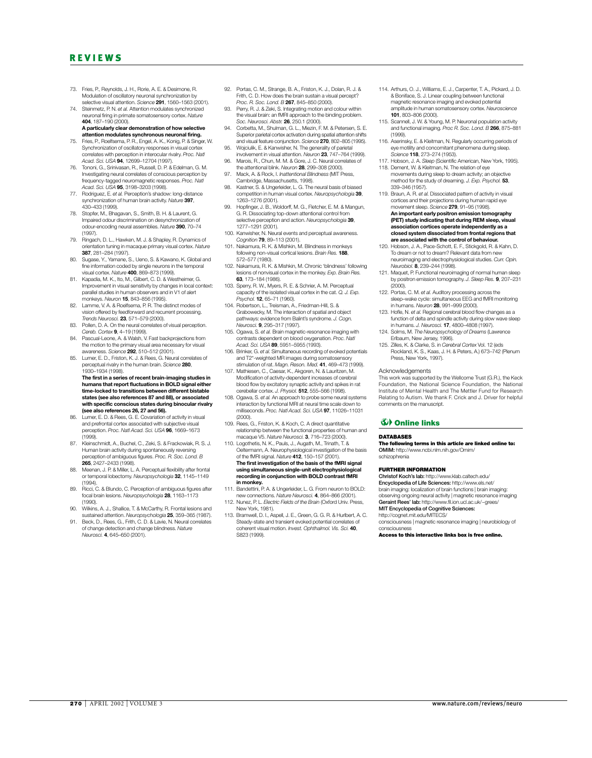73. Fries, P., Reynolds, J. H., Rorie, A. E. & Desimone, R. Modulation of oscillatory neuronal synchronization by selective visual attention. *Science* **291**, 1560–1563 (2001).
74. Steinmetz, P. N. *et al.* Attention modulates synchronized neuronal firing in primate somatosensory cortex. *Nature* **404**, 187–190 (2000).
**A particularly clear demonstration of how selective attention modulates synchronous neuronal firing.**
75. Fries, P., Roelfsema, P. R., Engel, A. K., Konig, P. & Singer, W. Synchronization of oscillatory responses in visual cortex correlates with perception in interocular rivalry. *Proc. Natl Acad. Sci. USA* **94**, 12699–12704 (1997).
76. Tononi, G., Srinivasan, R., Russell, D. P. & Edelman, G. M. Investigating neural correlates of conscious perception by frequency-tagged neuromagnetic responses. *Proc. Natl Acad. Sci. USA* **95**, 3198–3203 (1998).
77. Rodriguez, E. *et al.* Perception's shadow: long-distance synchronization of human brain activity. *Nature* **397**, 430–433 (1999).
78. Stopfer, M., Bhagavan, S., Smith, B. H. & Laurent, G. Impaired odour discrimination on desynchronization of odour-encoding neural assemblies. *Nature* **390**, 70–74 (1997).
79. Ringach, D. L., Hawken, M. J. & Shapley, R. Dynamics of orientation tuning in macaque primary visual cortex. *Nature* **387**, 281–284 (1997).
80. Sugase, Y., Yamane, S., Ueno, S. & Kawano, K. Global and fine information coded by single neurons in the temporal visual cortex. *Nature* **400**, 869–873 (1999).
81. Kapadia, M. K., Ito, M., Gilbert, C. D. & Westheimer, G. Improvement in visual sensitivity by changes in local context: parallel studies in human observers and in V1 of alert monkeys. *Neuron* **15**, 843–856 (1995).
82. Lamme, V. A. & Roelfsema, P. R. The distinct modes of vision offered by feedforward and recurrent processing. *Trends Neurosci.* **23**, 571–579 (2000).
83. Pollen, D. A. On the neural correlates of visual perception. *Cereb. Cortex* **9**, 4–19 (1999).
84. Pascual-Leone, A. & Walsh, V. Fast backprojections from the motion to the primary visual area necessary for visual awareness. *Science* **292**, 510–512 (2001).
85. Lumer, E. D., Friston, K. J. & Rees, G. Neural correlates of perceptual rivalry in the human brain. *Science* **280**, 1930–1934 (1998).
**The first in a series of recent brain-imaging studies in humans that report fluctuations in BOLD signal either time-locked to transitions between different bistable states (see also references 87 and 88), or associated with specific conscious states during binocular rivalry (see also references 26, 27 and 56).**
86. Lumer, E. D. & Rees, G. E. Covariation of activity in visual and prefrontal cortex associated with subjective visual perception. *Proc. Natl Acad. Sci. USA* **96**, 1669–1673 (1999).
87. Kleinschmidt, A., Buchel, C., Zeki, S. & Frackowiak, R. S. J. Human brain activity during spontaneously reversing perception of ambiguous figures. *Proc. R. Soc. Lond. B* **265**, 2427–2433 (1998).
88. Meenan, J. P. & Miller, L. A. Perceptual flexibility after frontal or temporal lobectomy. *Neuropsychologia* **32**, 1145–1149 (1994).
89. Ricci, C. & Blundo, C. Perception of ambiguous figures after focal brain lesions. *Neuropsychologia* **28**, 1163–1173 (1990).
90. Wilkins, A. J., Shallice, T. & McCarthy, R. Frontal lesions and sustained attention. *Neuropsychologia* **25**, 359–365 (1987).
91. Beck, D., Rees, G., Frith, C. D. & Lavie, N. Neural correlates of change detection and change blindness. *Nature Neurosci.* **4**, 645–650 (2001).
92. Portas, C. M., Strange, B. A., Friston, K. J., Dolan, R. J. & Frith, C. D. How does the brain sustain a visual percept? *Proc. R. Soc. Lond. B* **267**, 845–850 (2000).
93. Perry, R. J. & Zeki, S. Integrating motion and colour within the visual brain: an fMRI approach to the binding problem. *Soc. Neurosci. Abstr.* **26**, 250.1 (2000).
94. Corbetta, M., Shulman, G. L., Miezin, F. M. & Petersen, S. E. Superior parietal cortex activation during spatial attention shifts and visual feature conjunction. *Science* **270**, 802–805 (1995).
95. Wojciulik, E. & Kanwisher, N. The generality of parietal involvement in visual attention. *Neuron* **23**, 747–764 (1999).
96. Marois, R., Chun, M. M. & Gore, J. C. Neural correlates of the attentional blink. *Neuron* **28**, 299–308 (2000).
97. Mack, A. & Rock, I. *Inattentional Blindness* (MIT Press, Cambridge, Massachusetts, 1998).
98. Kastner, S. & Ungerleider, L. G. The neural basis of biased competition in human visual cortex. *Neuropsychologia* **39**, 1263–1276 (2001).
99. Hopfinger, J. B., Woldorff, M. G., Fletcher, E. M. & Mangun, G. R. Dissociating top-down attentional control from selective perception and action. *Neuropsychologia* **39**, 1277–1291 (2001).
100. Kanwisher, N. Neural events and perceptual awareness. *Cognition* **79**, 89–113 (2001).
101. Nakamura, R. K. & Mishkin, M. Blindness in monkeys following non-visual cortical lesions. *Brain Res.* **188**, 572–577 (1980).
102. Nakamura, R. K. & Mishkin, M. Chronic 'blindness' following lesions of nonvisual cortex in the monkey. *Exp. Brain Res.* **63**, 173–184 (1986).
103. Sperry, R. W., Myers, R. E. & Schrier, A. M. Perceptual capacity of the isolated visual cortex in the cat. *Q. J. Exp. Psychol.* **12**, 65–71 (1960).
104. Robertson, L., Treisman, A., Friedman-Hill, S. & Grabowecky, M. The interaction of spatial and object pathways: evidence from Balint's syndrome. *J. Cogn. Neurosci.* **9**, 295–317 (1997).
105. Ogawa, S. *et al.* Brain magnetic-resonance imaging with contrasts dependent on blood oxygenation. *Proc. Natl Acad. Sci. USA* **89**, 5951–5955 (1993).
106. Brinker, G. *et al.* Simultaneous recording of evoked potentials and T2*-weighted MR images during somatosensory stimulation of rat. *Magn. Reson. Med.* **41**, 469–473 (1999).
107. Mathiesen, C., Caesar, K., Akgoren, N. & Lauritzen, M. Modification of activity-dependent increases of cerebral blood flow by excitatory synaptic activity and spikes in rat cerebellar cortex. *J. Physiol.* **512**, 555–566 (1998).
108. Ogawa, S. *et al.* An approach to probe some neural systems interaction by functional MRI at neural time scale down to milliseconds. *Proc. Natl Acad. Sci. USA* **97**, 11026–11031 (2000).
109. Rees, G., Friston, K. & Koch, C. A direct quantitative relationship between the functional properties of human and macaque V5. *Nature Neurosci.* **3**, 716–723 (2000).
110. Logothetis, N. K., Pauls, J., Augath, M., Trinath, T. & Oeltermann, A. Neurophysiological investigation of the basis of the fMRI signal. *Nature* **412**, 150–157 (2001).
**The first investigation of the basis of the fMRI signal using simultaneous single-unit electrophysiological recording in conjunction with BOLD contrast fMRI in monkey.**
111. Bandettini, P. A. & Ungerleider, L. G. From neuron to BOLD: new connections. *Nature Neurosci.* **4**, 864–866 (2001).
112. Nunez, P. L. *Electric Fields of the Brain* (Oxford Univ. Press, New York, 1981).
113. Bramwell, D. I., Aspell, J. E., Green, G. G. R. & Hurlbert, A. C. Steady-state and transient evoked potential correlates of coherent visual motion. *Invest. Ophthalmol. Vis. Sci.* **40**, S823 (1999).
114. Arthurs, O. J., Williams, E. J., Carpenter, T. A., Pickard, J. D. & Boniface, S. J. Linear coupling between functional magnetic resonance imaging and evoked potential amplitude in human somatosensory cortex. *Neuroscience* **101**, 803–806 (2000).
115. Scannell, J. W. & Young, M. P. Neuronal population activity and functional imaging. *Proc R. Soc. Lond. B* **266**, 875–881 (1999).
116. Aserinsky, E. & Kleitman, N. Regularly occurring periods of eye motility and concomitant phenomena during sleep. *Science* **118**, 273–274 (1953).
117. Hobson, J. A. *Sleep* (Scientific American, New York, 1995).
118. Dement, W. & Kleitman, N. The relation of eye movements during sleep to dream activity; an objective method for the study of dreaming. *J. Exp. Psychol.* **53**, 339–346 (1957).
119. Braun, A. R. *et al.* Dissociated pattern of activity in visual cortices and their projections during human rapid eye movement sleep. *Science* **279**, 91–95 (1998).
**An important early positron emission tomography (PET) study indicating that during REM sleep, visual association cortices operate independently as a closed system dissociated from frontal regions that are associated with the control of behaviour.**
120. Hobson, J. A., Pace-Schott, E. F., Stickgold, R. & Kahn, D. To dream or not to dream? Relevant data from new neuroimaging and electrophysiological studies. *Curr. Opin. Neurobiol.* **8**, 239–244 (1998).
121. Maquet, P. Functional neuroimaging of normal human sleep by positron emission tomography. *J. Sleep Res.* **9**, 207–231 (2000).
122. Portas, C. M. *et al.* Auditory processing across the sleep–wake cycle: simultaneous EEG and fMRI monitoring in humans. *Neuron* **28**, 991–999 (2000).
123. Hofle, N. *et al.* Regional cerebral blood flow changes as a function of delta and spindle activity during slow wave sleep in humans. *J. Neurosci.* **17**, 4800–4808 (1997).
124. Solms, M. *The Neuropsychology of Dreams* (Lawrence Erlbaum, New Jersey, 1996).
125. Zilles, K. & Clarke, S. in *Cerebral Cortex* Vol. 12 (eds Rockland, K. S., Kaas, J. H. & Peters, A.) 673–742 (Plenum Press, New York, 1997).

### Acknowledgements

This work was supported by the Wellcome Trust (G.R.), the Keck Foundation, the National Science Foundation, the National Institute of Mental Health and The Mettler Fund for Research Relating to Autism. We thank F. Crick and J. Driver for helpful comments on the manuscript.

## Online links

#### DATABASES

**The following terms in this article are linked online to:**
**OMIM:** http://www.ncbi.nlm.nih.gov/Omim/
schizophrenia

#### FURTHER INFORMATION

**Christof Koch's lab:** http://www.klab.caltech.edu/
**Encyclopedia of Life Sciences:** http://www.els.net/
brain imaging: localization of brain functions | brain imaging: observing ongoing neural activity | magnetic resonance imaging
**Geraint Rees' lab:** http://www.fil.ion.ucl.ac.uk/~grees/
**MIT Encyclopedia of Cognitive Sciences:** http://cognet.mit.edu/MITECS/
consciousness | magnetic resonance imaging | neurobiology of consciousness
**Access to this interactive links box is free online.**